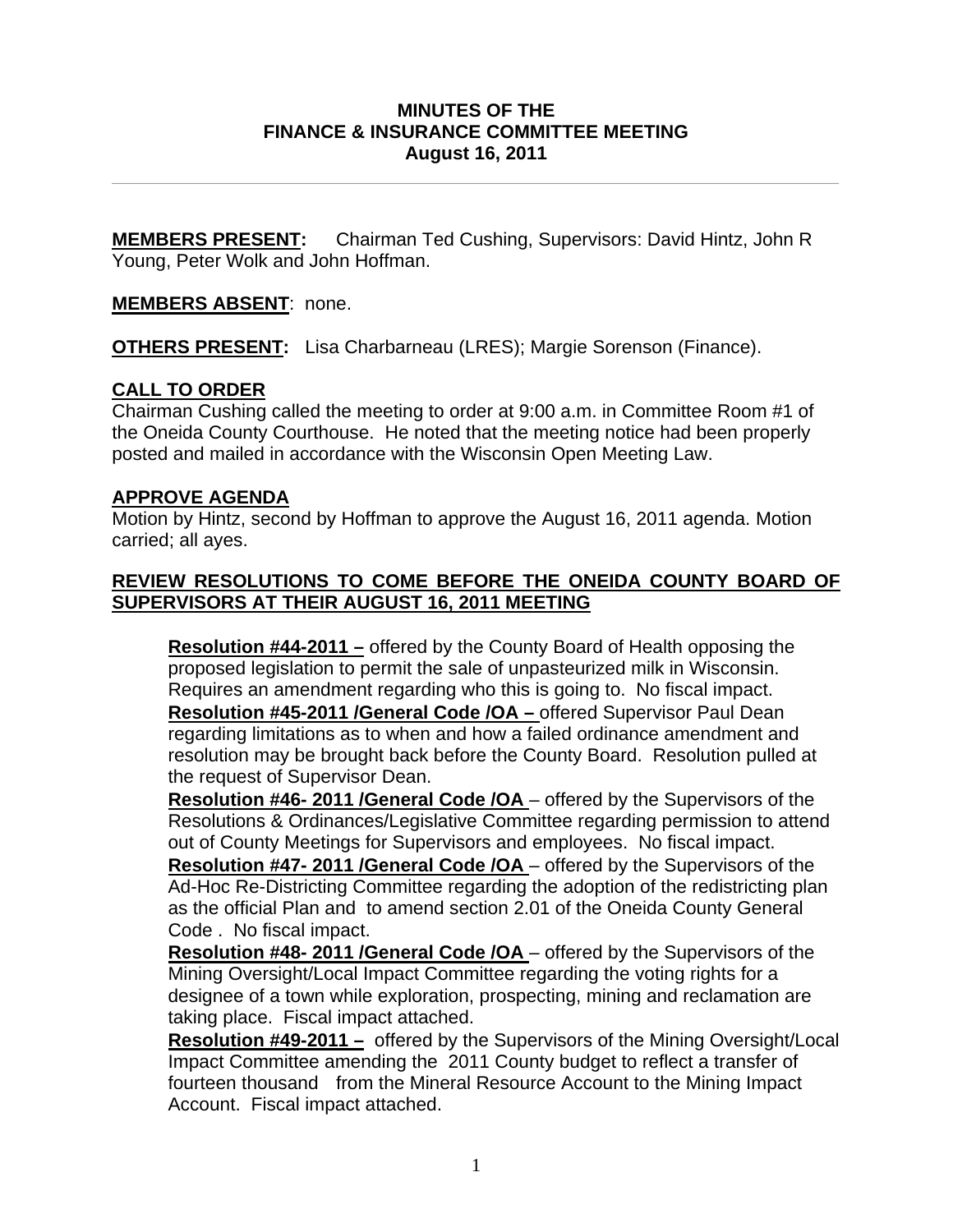# MINUTES OF THE FINANCE & INSURANCE COMMITTEE MEETING August 16, 2011

**MEMBERS PRESENT:** Chairman Ted Cushing, Supervisors: David Hintz, John R Young, Peter Wolk and John Hoffman.

**MEMBERS ABSENT**: none.

**OTHERS PRESENT:** Lisa Charbarneau (LRES); Margie Sorenson (Finance).

## CALL TO ORDER

Chairman Cushing called the meeting to order at 9:00 a.m. in Committee Room #1 of the Oneida County Courthouse. He noted that the meeting notice had been properly posted and mailed in accordance with the Wisconsin Open Meeting Law.

## APPROVE AGENDA

Motion by Hintz, second by Hoffman to approve the August 16, 2011 agenda. Motion carried; all ayes.

## REVIEW RESOLUTIONS TO COME BEFORE THE ONEIDA COUNTY BOARD OF SUPERVISORS AT THEIR AUGUST 16, 2011 MEETING

**Resolution #44-2011 –** offered by the County Board of Health opposing the proposed legislation to permit the sale of unpasteurized milk in Wisconsin. Requires an amendment regarding who this is going to. No fiscal impact.

**Resolution #45-2011 /General Code /OA –** offered Supervisor Paul Dean regarding limitations as to when and how a failed ordinance amendment and resolution may be brought back before the County Board. Resolution pulled at the request of Supervisor Dean.

**Resolution #46- 2011 /General Code /OA** – offered by the Supervisors of the Resolutions & Ordinances/Legislative Committee regarding permission to attend out of County Meetings for Supervisors and employees. No fiscal impact.

**Resolution #47- 2011 /General Code /OA** – offered by the Supervisors of the Ad-Hoc Re-Districting Committee regarding the adoption of the redistricting plan as the official Plan and to amend section 2.01 of the Oneida County General Code . No fiscal impact.

**Resolution #48- 2011 /General Code /OA** – offered by the Supervisors of the Mining Oversight/Local Impact Committee regarding the voting rights for a designee of a town while exploration, prospecting, mining and reclamation are taking place. Fiscal impact attached.

**Resolution #49-2011 –** offered by the Supervisors of the Mining Oversight/Local Impact Committee amending the 2011 County budget to reflect a transfer of fourteen thousand from the Mineral Resource Account to the Mining Impact Account. Fiscal impact attached.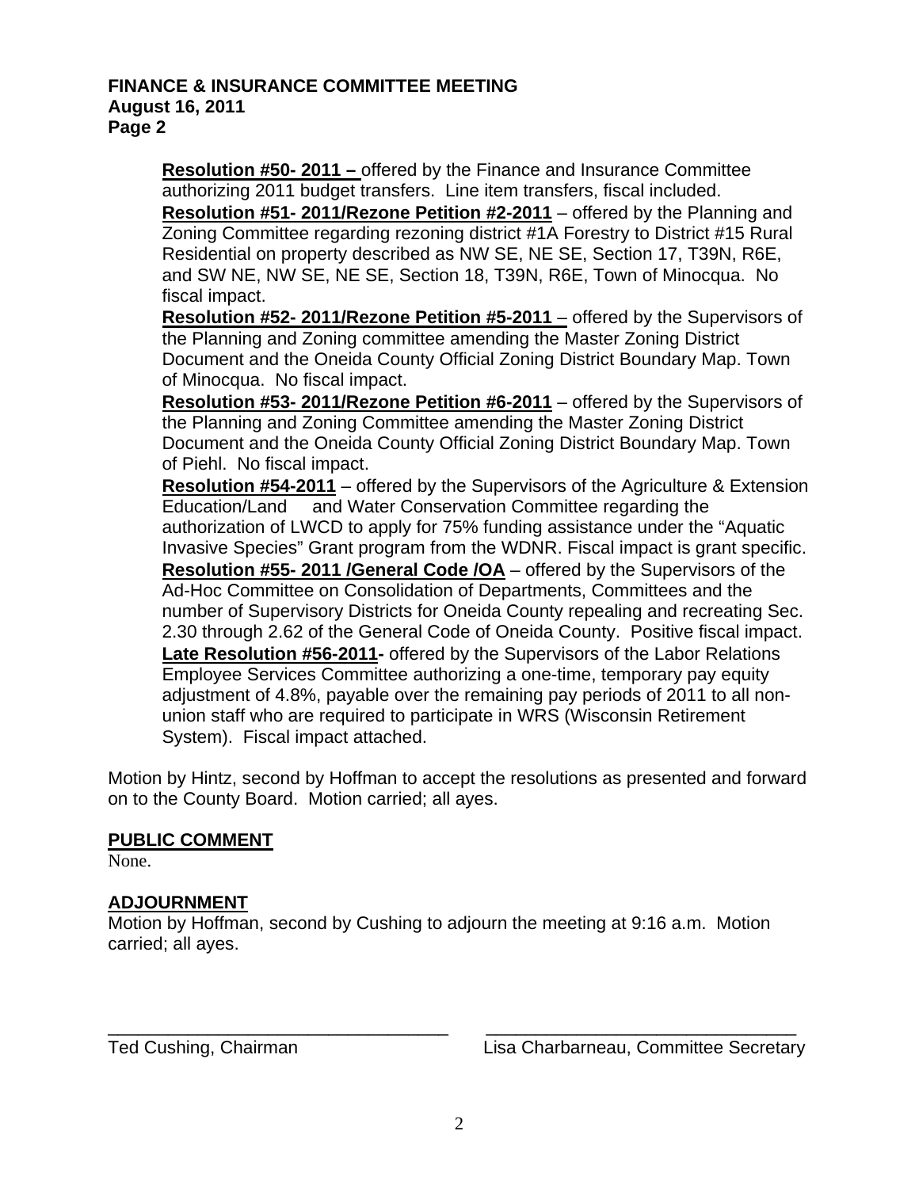**FINANCE & INSURANCE COMMITTEE MEETING**
**August 16, 2011**
**Page 2**

**Resolution #50- 2011 –** offered by the Finance and Insurance Committee authorizing 2011 budget transfers. Line item transfers, fiscal included.
**Resolution #51- 2011/Rezone Petition #2-2011** – offered by the Planning and Zoning Committee regarding rezoning district #1A Forestry to District #15 Rural Residential on property described as NW SE, NE SE, Section 17, T39N, R6E, and SW NE, NW SE, NE SE, Section 18, T39N, R6E, Town of Minocqua. No fiscal impact.
**Resolution #52- 2011/Rezone Petition #5-2011** – offered by the Supervisors of the Planning and Zoning committee amending the Master Zoning District Document and the Oneida County Official Zoning District Boundary Map. Town of Minocqua. No fiscal impact.
**Resolution #53- 2011/Rezone Petition #6-2011** – offered by the Supervisors of the Planning and Zoning Committee amending the Master Zoning District Document and the Oneida County Official Zoning District Boundary Map. Town of Piehl. No fiscal impact.
**Resolution #54-2011** – offered by the Supervisors of the Agriculture & Extension Education/Land and Water Conservation Committee regarding the authorization of LWCD to apply for 75% funding assistance under the "Aquatic Invasive Species" Grant program from the WDNR. Fiscal impact is grant specific.
**Resolution #55- 2011 /General Code /OA** – offered by the Supervisors of the Ad-Hoc Committee on Consolidation of Departments, Committees and the number of Supervisory Districts for Oneida County repealing and recreating Sec. 2.30 through 2.62 of the General Code of Oneida County. Positive fiscal impact.
**Late Resolution #56-2011-** offered by the Supervisors of the Labor Relations Employee Services Committee authorizing a one-time, temporary pay equity adjustment of 4.8%, payable over the remaining pay periods of 2011 to all non-union staff who are required to participate in WRS (Wisconsin Retirement System). Fiscal impact attached.

Motion by Hintz, second by Hoffman to accept the resolutions as presented and forward on to the County Board. Motion carried; all ayes.

## PUBLIC COMMENT

None.

## ADJOURNMENT

Motion by Hoffman, second by Cushing to adjourn the meeting at 9:16 a.m. Motion carried; all ayes.

\_\_\_\_\_\_\_\_\_\_\_\_\_\_\_\_\_\_\_\_\_\_\_\_\_\_\_\_\_\_\_\_\_\_\_ \_\_\_\_\_\_\_\_\_\_\_\_\_\_\_\_\_\_\_\_\_\_\_\_\_\_\_\_\_\_\_\_\_\_\_

Ted Cushing, Chairman Lisa Charbarneau, Committee Secretary